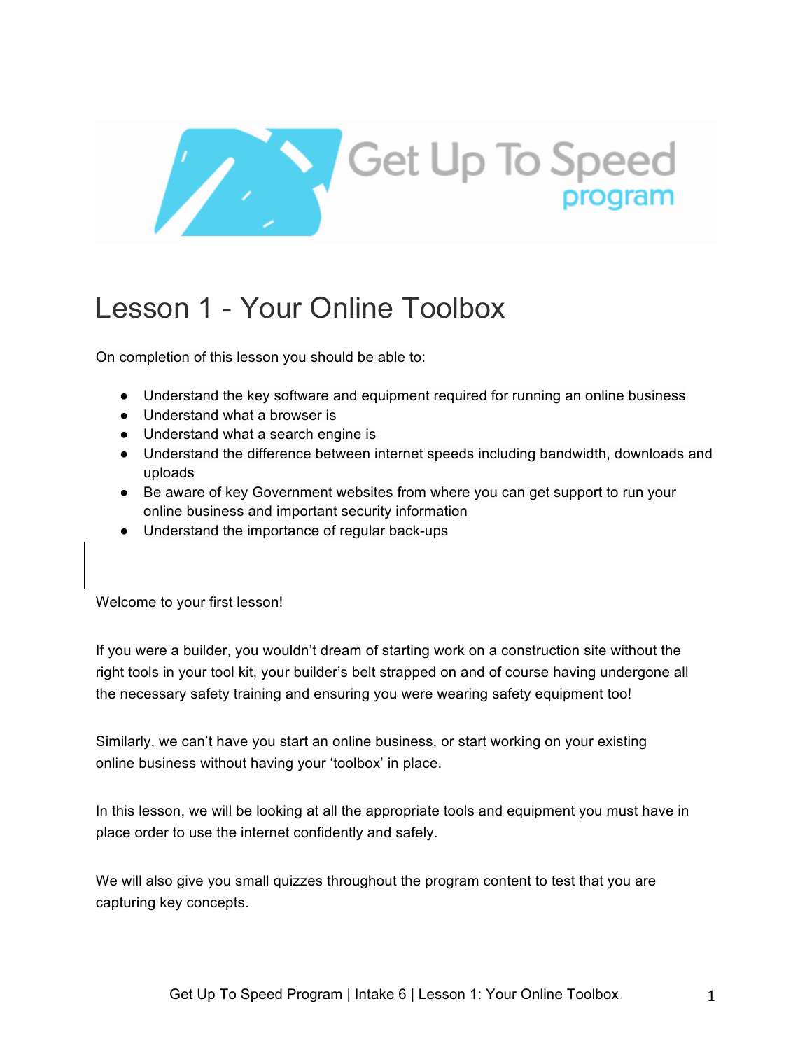# Lesson 1 - Your Online Toolbox

On completion of this lesson you should be able to:

- Understand the key software and equipment required for running an online business
- Understand what a browser is
- Understand what a search engine is
- Understand the difference between internet speeds including bandwidth, downloads and uploads
- Be aware of key Government websites from where you can get support to run your online business and important security information
- Understand the importance of regular back-ups

Welcome to your first lesson!

If you were a builder, you wouldn't dream of starting work on a construction site without the right tools in your tool kit, your builder's belt strapped on and of course having undergone all the necessary safety training and ensuring you were wearing safety equipment too!

Similarly, we can't have you start an online business, or start working on your existing online business without having your 'toolbox' in place.

In this lesson, we will be looking at all the appropriate tools and equipment you must have in place order to use the internet confidently and safely.

We will also give you small quizzes throughout the program content to test that you are capturing key concepts.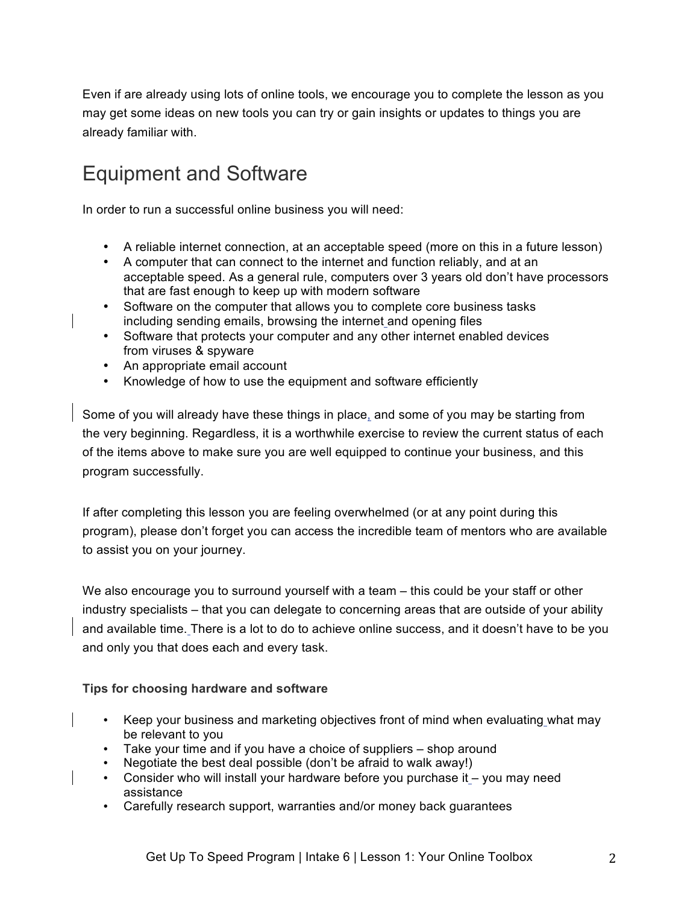Even if are already using lots of online tools, we encourage you to complete the lesson as you may get some ideas on new tools you can try or gain insights or updates to things you are already familiar with.

## Equipment and Software

In order to run a successful online business you will need:

- A reliable internet connection, at an acceptable speed (more on this in a future lesson)
- A computer that can connect to the internet and function reliably, and at an acceptable speed. As a general rule, computers over 3 years old don't have processors that are fast enough to keep up with modern software
- Software on the computer that allows you to complete core business tasks including sending emails, browsing the internet and opening files
- Software that protects your computer and any other internet enabled devices from viruses & spyware
- An appropriate email account
- Knowledge of how to use the equipment and software efficiently

Some of you will already have these things in place, and some of you may be starting from the very beginning. Regardless, it is a worthwhile exercise to review the current status of each of the items above to make sure you are well equipped to continue your business, and this program successfully.

If after completing this lesson you are feeling overwhelmed (or at any point during this program), please don't forget you can access the incredible team of mentors who are available to assist you on your journey.

We also encourage you to surround yourself with a team – this could be your staff or other industry specialists – that you can delegate to concerning areas that are outside of your ability and available time. There is a lot to do to achieve online success, and it doesn't have to be you and only you that does each and every task.

**Tips for choosing hardware and software**

- Keep your business and marketing objectives front of mind when evaluating what may be relevant to you
- Take your time and if you have a choice of suppliers – shop around
- Negotiate the best deal possible (don't be afraid to walk away!)
- Consider who will install your hardware before you purchase it – you may need assistance
- Carefully research support, warranties and/or money back guarantees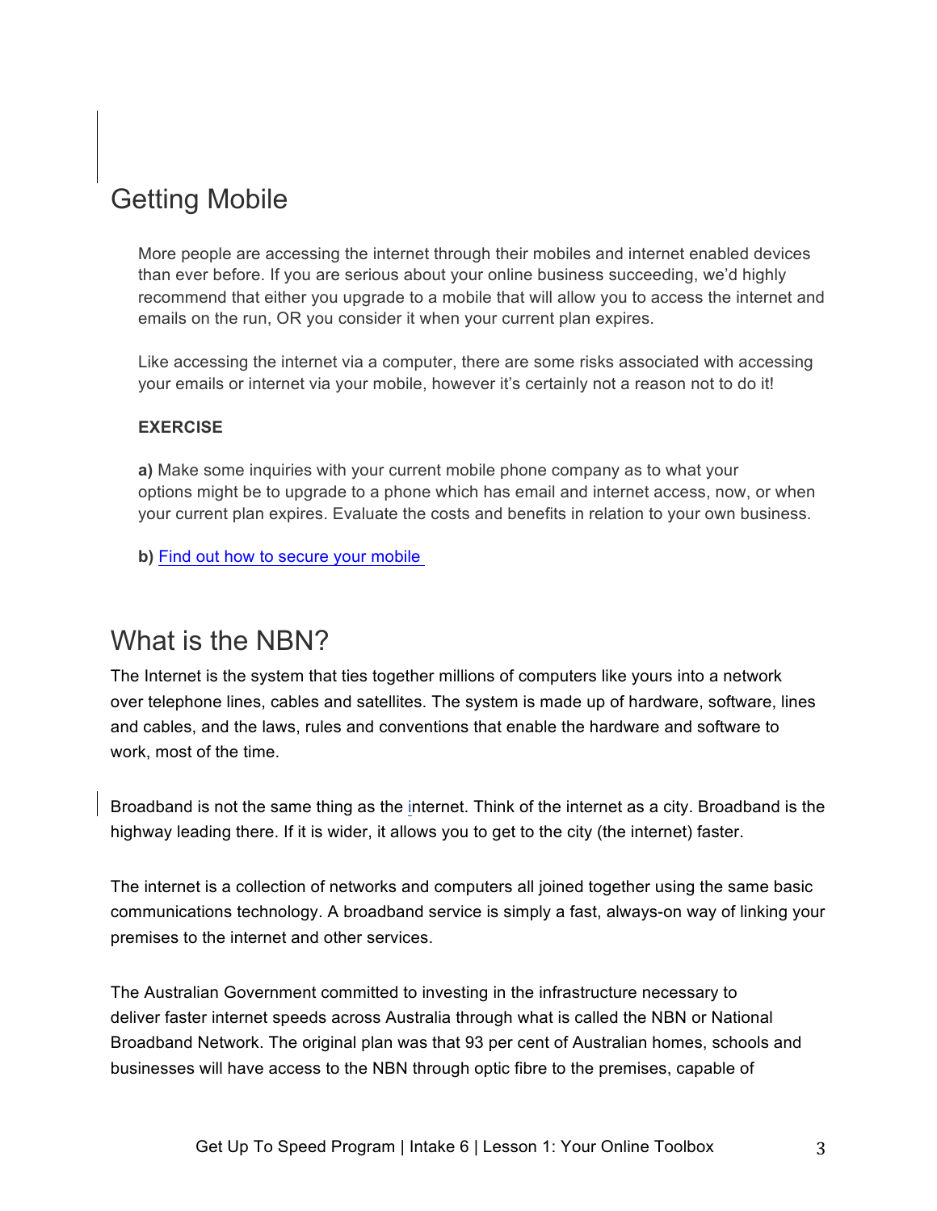## Getting Mobile

More people are accessing the internet through their mobiles and internet enabled devices than ever before. If you are serious about your online business succeeding, we'd highly recommend that either you upgrade to a mobile that will allow you to access the internet and emails on the run, OR you consider it when your current plan expires.

Like accessing the internet via a computer, there are some risks associated with accessing your emails or internet via your mobile, however it's certainly not a reason not to do it!

**EXERCISE**

**a)** Make some inquiries with your current mobile phone company as to what your options might be to upgrade to a phone which has email and internet access, now, or when your current plan expires. Evaluate the costs and benefits in relation to your own business.

**b)** Find out how to secure your mobile

## What is the NBN?

The Internet is the system that ties together millions of computers like yours into a network over telephone lines, cables and satellites. The system is made up of hardware, software, lines and cables, and the laws, rules and conventions that enable the hardware and software to work, most of the time.

Broadband is not the same thing as the internet. Think of the internet as a city. Broadband is the highway leading there. If it is wider, it allows you to get to the city (the internet) faster.

The internet is a collection of networks and computers all joined together using the same basic communications technology. A broadband service is simply a fast, always-on way of linking your premises to the internet and other services.

The Australian Government committed to investing in the infrastructure necessary to deliver faster internet speeds across Australia through what is called the NBN or National Broadband Network. The original plan was that 93 per cent of Australian homes, schools and businesses will have access to the NBN through optic fibre to the premises, capable of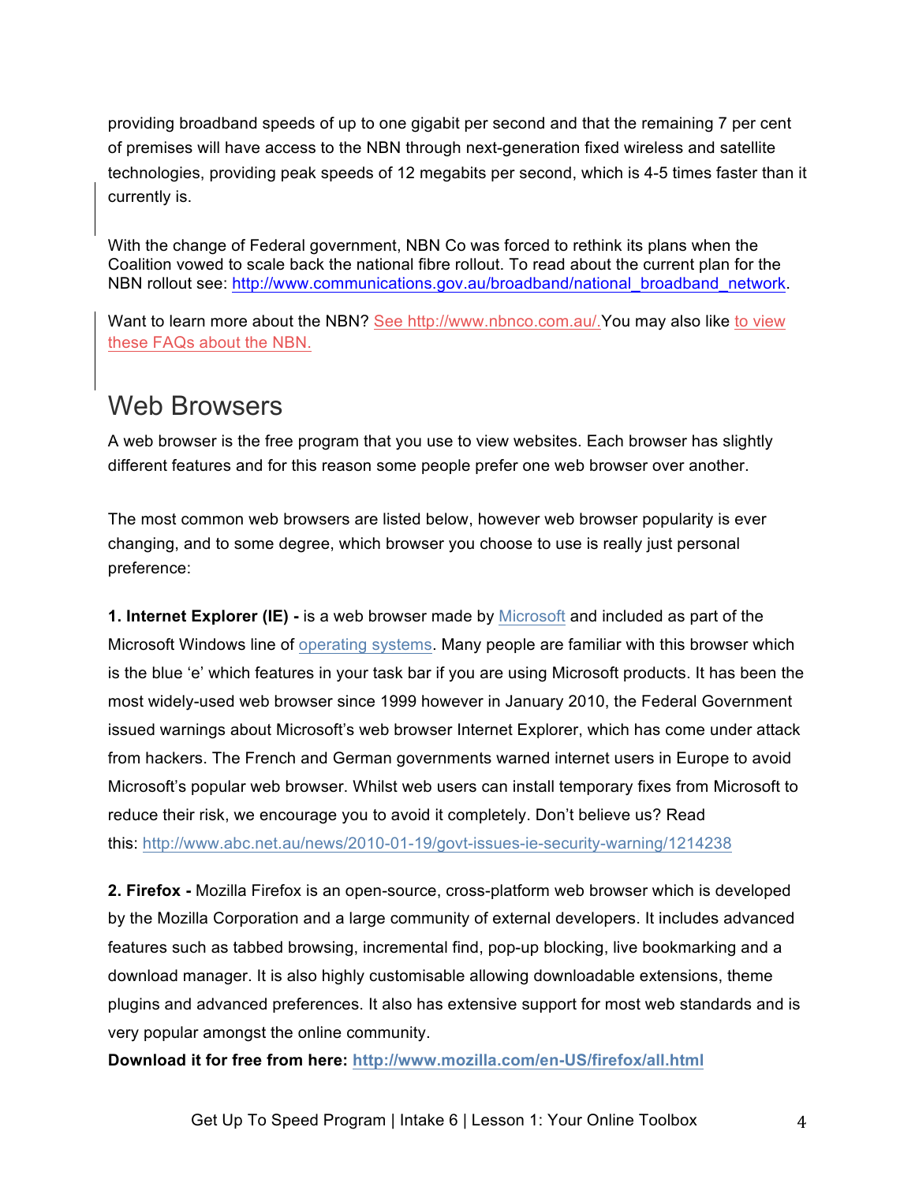providing broadband speeds of up to one gigabit per second and that the remaining 7 per cent of premises will have access to the NBN through next-generation fixed wireless and satellite technologies, providing peak speeds of 12 megabits per second, which is 4-5 times faster than it currently is.

With the change of Federal government, NBN Co was forced to rethink its plans when the Coalition vowed to scale back the national fibre rollout. To read about the current plan for the NBN rollout see: http://www.communications.gov.au/broadband/national_broadband_network.

Want to learn more about the NBN? See http://www.nbnco.com.au/. You may also like to view these FAQs about the NBN.

## Web Browsers

A web browser is the free program that you use to view websites. Each browser has slightly different features and for this reason some people prefer one web browser over another.

The most common web browsers are listed below, however web browser popularity is ever changing, and to some degree, which browser you choose to use is really just personal preference:

**1. Internet Explorer (IE) -** is a web browser made by Microsoft and included as part of the Microsoft Windows line of operating systems. Many people are familiar with this browser which is the blue 'e' which features in your task bar if you are using Microsoft products. It has been the most widely-used web browser since 1999 however in January 2010, the Federal Government issued warnings about Microsoft's web browser Internet Explorer, which has come under attack from hackers. The French and German governments warned internet users in Europe to avoid Microsoft's popular web browser. Whilst web users can install temporary fixes from Microsoft to reduce their risk, we encourage you to avoid it completely. Don't believe us? Read this: http://www.abc.net.au/news/2010-01-19/govt-issues-ie-security-warning/1214238

**2. Firefox -** Mozilla Firefox is an open-source, cross-platform web browser which is developed by the Mozilla Corporation and a large community of external developers. It includes advanced features such as tabbed browsing, incremental find, pop-up blocking, live bookmarking and a download manager. It is also highly customisable allowing downloadable extensions, theme plugins and advanced preferences. It also has extensive support for most web standards and is very popular amongst the online community.

**Download it for free from here: http://www.mozilla.com/en-US/firefox/all.html**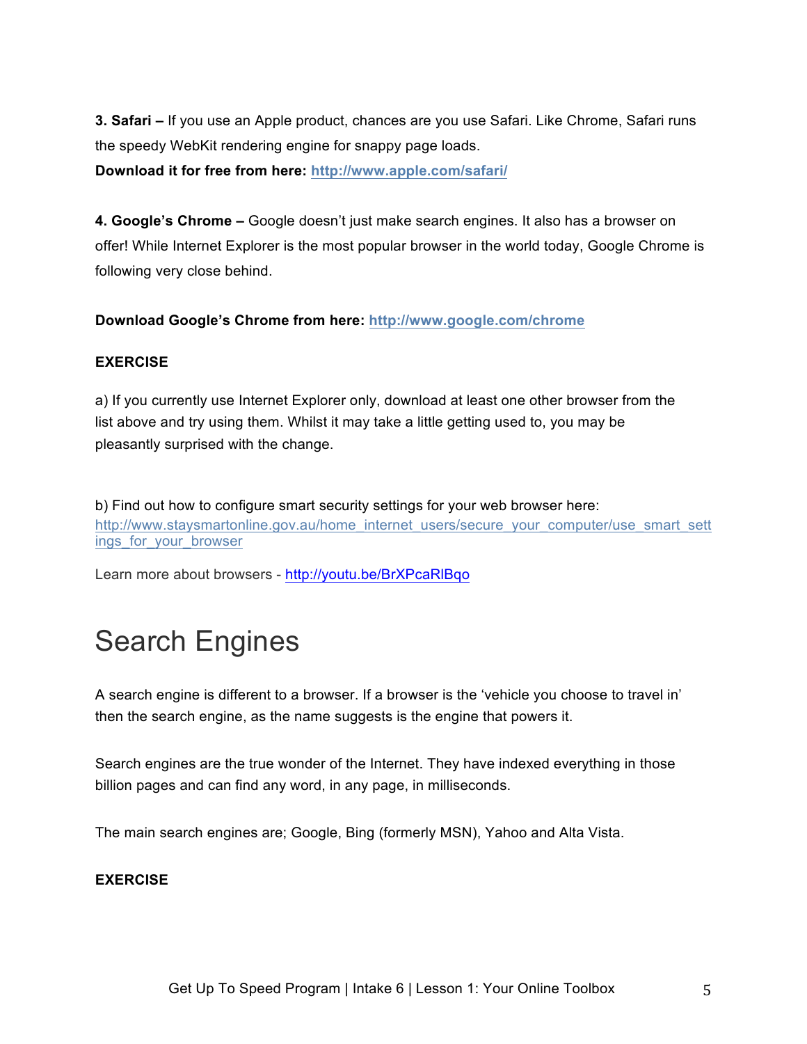**3. Safari –** If you use an Apple product, chances are you use Safari. Like Chrome, Safari runs the speedy WebKit rendering engine for snappy page loads.
**Download it for free from here: http://www.apple.com/safari/**

**4. Google's Chrome –** Google doesn't just make search engines. It also has a browser on offer! While Internet Explorer is the most popular browser in the world today, Google Chrome is following very close behind.

**Download Google's Chrome from here: http://www.google.com/chrome**

**EXERCISE**

a) If you currently use Internet Explorer only, download at least one other browser from the list above and try using them. Whilst it may take a little getting used to, you may be pleasantly surprised with the change.

b) Find out how to configure smart security settings for your web browser here:
http://www.staysmartonline.gov.au/home_internet_users/secure_your_computer/use_smart_settings_for_your_browser

Learn more about browsers - http://youtu.be/BrXPcaRlBqo

# Search Engines

A search engine is different to a browser. If a browser is the 'vehicle you choose to travel in' then the search engine, as the name suggests is the engine that powers it.

Search engines are the true wonder of the Internet. They have indexed everything in those billion pages and can find any word, in any page, in milliseconds.

The main search engines are; Google, Bing (formerly MSN), Yahoo and Alta Vista.

**EXERCISE**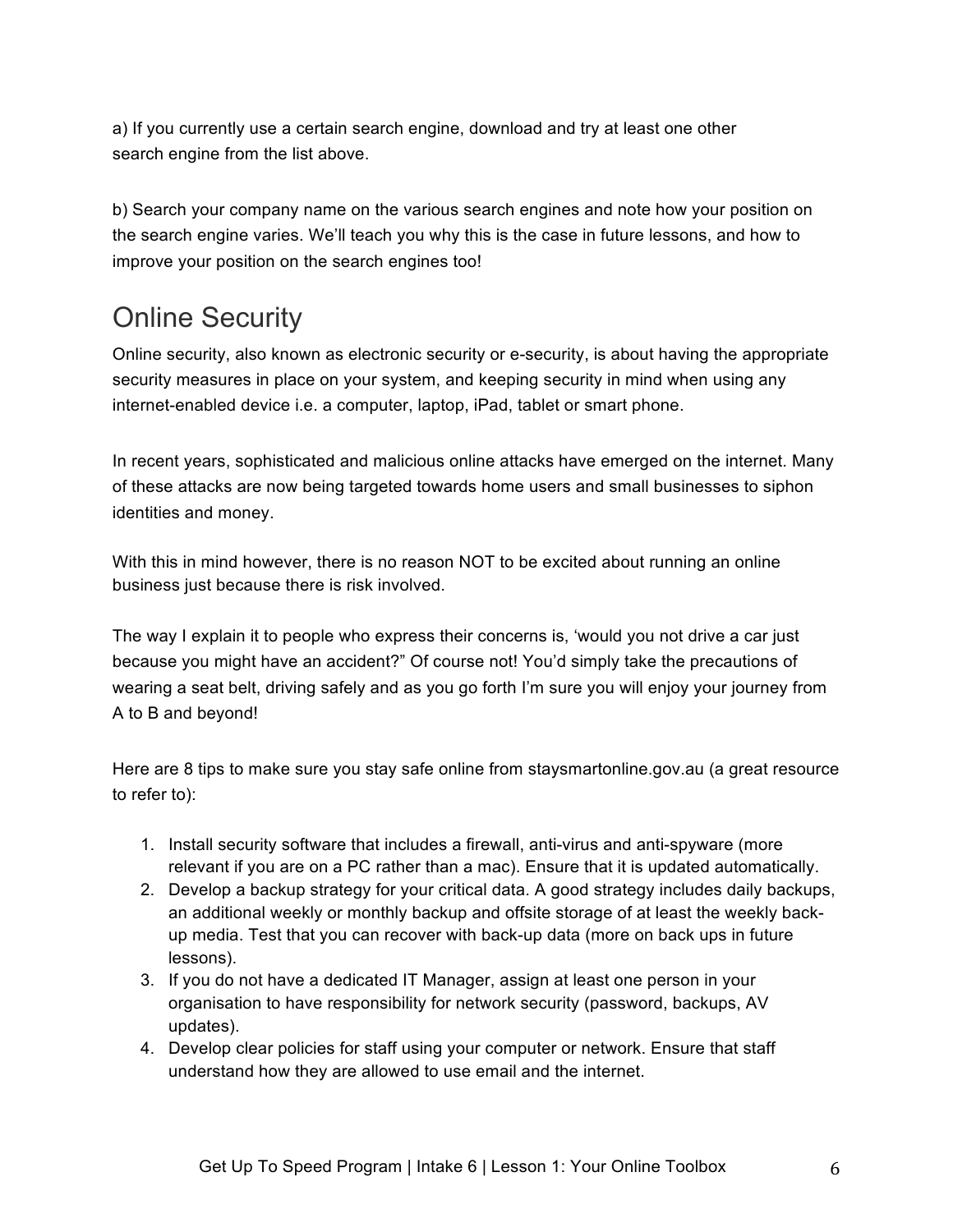a) If you currently use a certain search engine, download and try at least one other search engine from the list above.

b) Search your company name on the various search engines and note how your position on the search engine varies. We'll teach you why this is the case in future lessons, and how to improve your position on the search engines too!

## Online Security

Online security, also known as electronic security or e-security, is about having the appropriate security measures in place on your system, and keeping security in mind when using any internet-enabled device i.e. a computer, laptop, iPad, tablet or smart phone.

In recent years, sophisticated and malicious online attacks have emerged on the internet. Many of these attacks are now being targeted towards home users and small businesses to siphon identities and money.

With this in mind however, there is no reason NOT to be excited about running an online business just because there is risk involved.

The way I explain it to people who express their concerns is, 'would you not drive a car just because you might have an accident?" Of course not! You'd simply take the precautions of wearing a seat belt, driving safely and as you go forth I'm sure you will enjoy your journey from A to B and beyond!

Here are 8 tips to make sure you stay safe online from staysmartonline.gov.au (a great resource to refer to):

1. Install security software that includes a firewall, anti-virus and anti-spyware (more relevant if you are on a PC rather than a mac). Ensure that it is updated automatically.
2. Develop a backup strategy for your critical data. A good strategy includes daily backups, an additional weekly or monthly backup and offsite storage of at least the weekly back-up media. Test that you can recover with back-up data (more on back ups in future lessons).
3. If you do not have a dedicated IT Manager, assign at least one person in your organisation to have responsibility for network security (password, backups, AV updates).
4. Develop clear policies for staff using your computer or network. Ensure that staff understand how they are allowed to use email and the internet.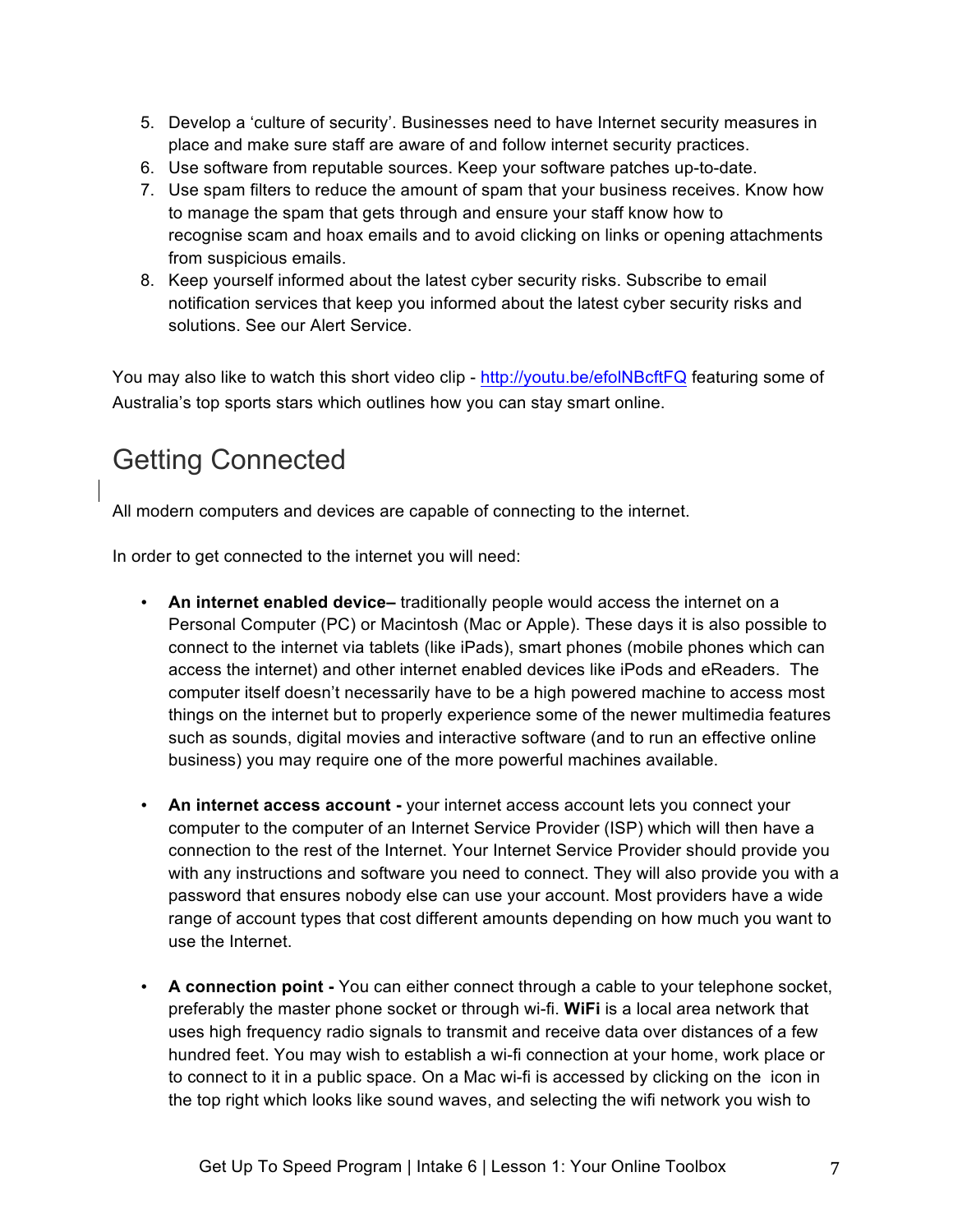5. Develop a 'culture of security'. Businesses need to have Internet security measures in place and make sure staff are aware of and follow internet security practices.
6. Use software from reputable sources. Keep your software patches up-to-date.
7. Use spam filters to reduce the amount of spam that your business receives. Know how to manage the spam that gets through and ensure your staff know how to recognise scam and hoax emails and to avoid clicking on links or opening attachments from suspicious emails.
8. Keep yourself informed about the latest cyber security risks. Subscribe to email notification services that keep you informed about the latest cyber security risks and solutions. See our Alert Service.

You may also like to watch this short video clip - [http://youtu.be/efolNBcftFQ](http://youtu.be/efolNBcftFQ) featuring some of Australia's top sports stars which outlines how you can stay smart online.

## Getting Connected

All modern computers and devices are capable of connecting to the internet.

In order to get connected to the internet you will need:

- **An internet enabled device–** traditionally people would access the internet on a Personal Computer (PC) or Macintosh (Mac or Apple). These days it is also possible to connect to the internet via tablets (like iPads), smart phones (mobile phones which can access the internet) and other internet enabled devices like iPods and eReaders. The computer itself doesn't necessarily have to be a high powered machine to access most things on the internet but to properly experience some of the newer multimedia features such as sounds, digital movies and interactive software (and to run an effective online business) you may require one of the more powerful machines available.

- **An internet access account -** your internet access account lets you connect your computer to the computer of an Internet Service Provider (ISP) which will then have a connection to the rest of the Internet. Your Internet Service Provider should provide you with any instructions and software you need to connect. They will also provide you with a password that ensures nobody else can use your account. Most providers have a wide range of account types that cost different amounts depending on how much you want to use the Internet.

- **A connection point -** You can either connect through a cable to your telephone socket, preferably the master phone socket or through wi-fi. **WiFi** is a local area network that uses high frequency radio signals to transmit and receive data over distances of a few hundred feet. You may wish to establish a wi-fi connection at your home, work place or to connect to it in a public space. On a Mac wi-fi is accessed by clicking on the icon in the top right which looks like sound waves, and selecting the wifi network you wish to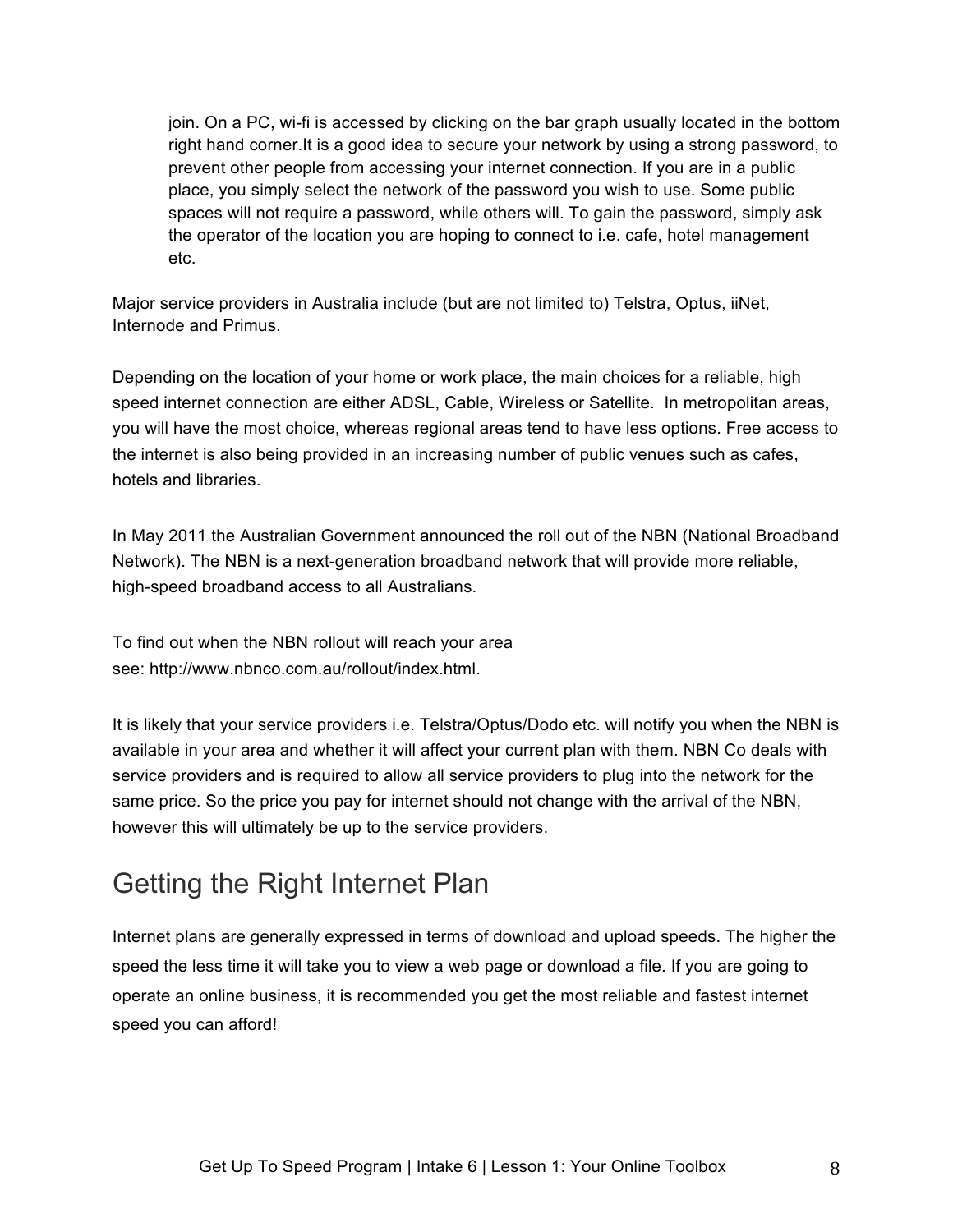join. On a PC, wi-fi is accessed by clicking on the bar graph usually located in the bottom right hand corner.It is a good idea to secure your network by using a strong password, to prevent other people from accessing your internet connection. If you are in a public place, you simply select the network of the password you wish to use. Some public spaces will not require a password, while others will. To gain the password, simply ask the operator of the location you are hoping to connect to i.e. cafe, hotel management etc.

Major service providers in Australia include (but are not limited to) Telstra, Optus, iiNet, Internode and Primus.

Depending on the location of your home or work place, the main choices for a reliable, high speed internet connection are either ADSL, Cable, Wireless or Satellite. In metropolitan areas, you will have the most choice, whereas regional areas tend to have less options. Free access to the internet is also being provided in an increasing number of public venues such as cafes, hotels and libraries.

In May 2011 the Australian Government announced the roll out of the NBN (National Broadband Network). The NBN is a next-generation broadband network that will provide more reliable, high-speed broadband access to all Australians.

To find out when the NBN rollout will reach your area see: http://www.nbnco.com.au/rollout/index.html.

It is likely that your service providers i.e. Telstra/Optus/Dodo etc. will notify you when the NBN is available in your area and whether it will affect your current plan with them. NBN Co deals with service providers and is required to allow all service providers to plug into the network for the same price. So the price you pay for internet should not change with the arrival of the NBN, however this will ultimately be up to the service providers.

## Getting the Right Internet Plan

Internet plans are generally expressed in terms of download and upload speeds. The higher the speed the less time it will take you to view a web page or download a file. If you are going to operate an online business, it is recommended you get the most reliable and fastest internet speed you can afford!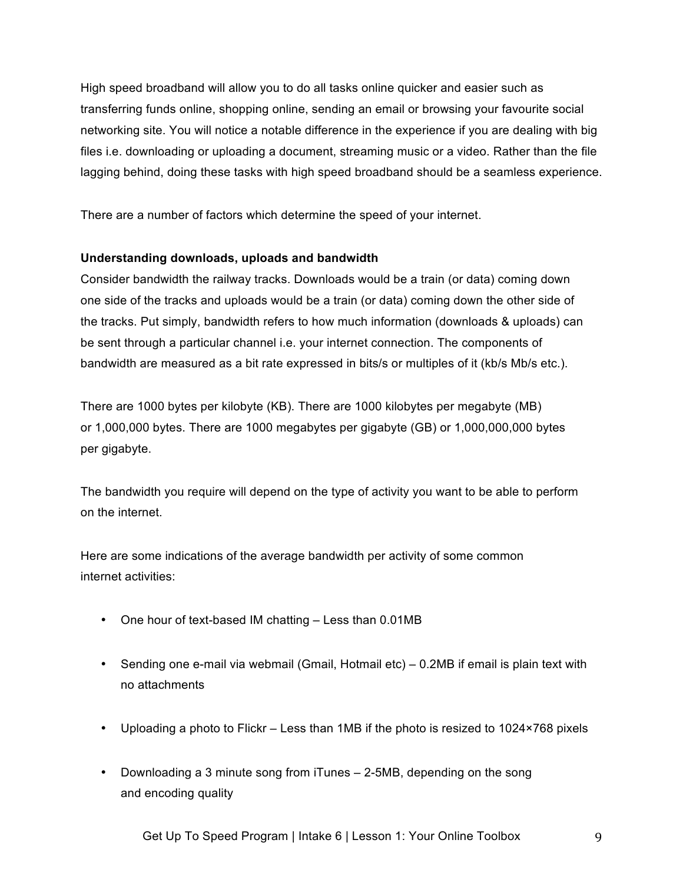High speed broadband will allow you to do all tasks online quicker and easier such as transferring funds online, shopping online, sending an email or browsing your favourite social networking site. You will notice a notable difference in the experience if you are dealing with big files i.e. downloading or uploading a document, streaming music or a video. Rather than the file lagging behind, doing these tasks with high speed broadband should be a seamless experience.

There are a number of factors which determine the speed of your internet.

**Understanding downloads, uploads and bandwidth**

Consider bandwidth the railway tracks. Downloads would be a train (or data) coming down one side of the tracks and uploads would be a train (or data) coming down the other side of the tracks. Put simply, bandwidth refers to how much information (downloads & uploads) can be sent through a particular channel i.e. your internet connection. The components of bandwidth are measured as a bit rate expressed in bits/s or multiples of it (kb/s Mb/s etc.).

There are 1000 bytes per kilobyte (KB). There are 1000 kilobytes per megabyte (MB) or 1,000,000 bytes. There are 1000 megabytes per gigabyte (GB) or 1,000,000,000 bytes per gigabyte.

The bandwidth you require will depend on the type of activity you want to be able to perform on the internet.

Here are some indications of the average bandwidth per activity of some common internet activities:

- One hour of text-based IM chatting – Less than 0.01MB
- Sending one e-mail via webmail (Gmail, Hotmail etc) – 0.2MB if email is plain text with no attachments
- Uploading a photo to Flickr – Less than 1MB if the photo is resized to 1024×768 pixels
- Downloading a 3 minute song from iTunes – 2-5MB, depending on the song and encoding quality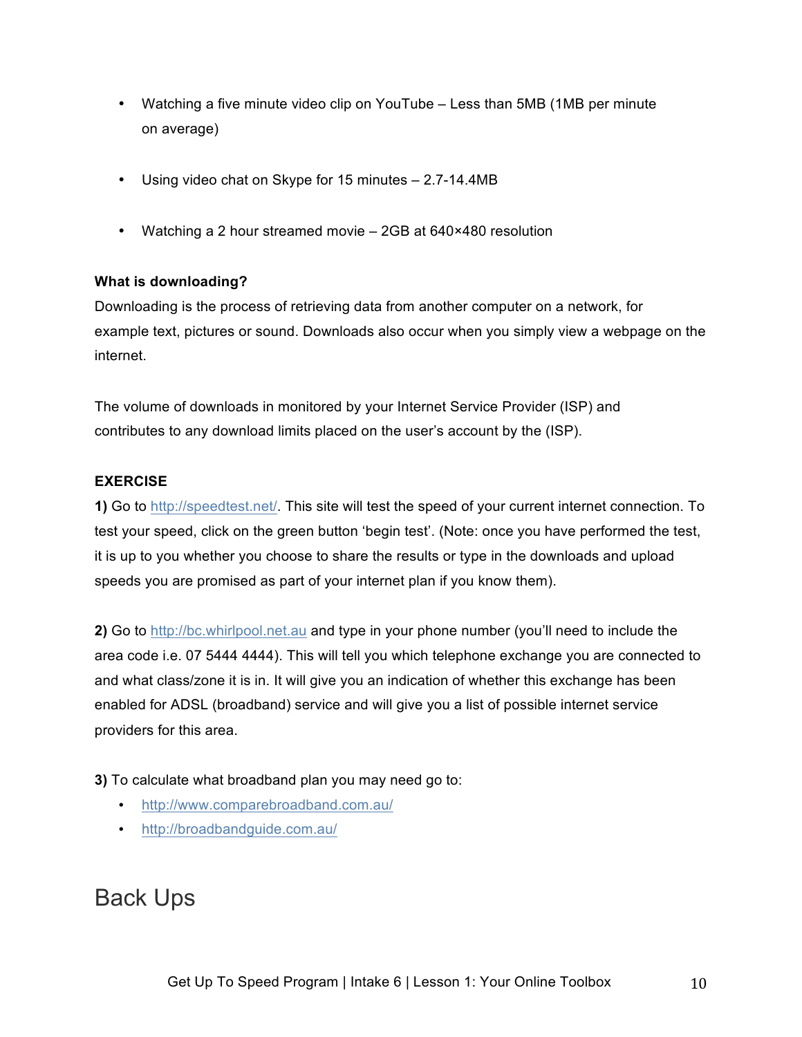- Watching a five minute video clip on YouTube – Less than 5MB (1MB per minute on average)

- Using video chat on Skype for 15 minutes – 2.7-14.4MB

- Watching a 2 hour streamed movie – 2GB at 640×480 resolution

**What is downloading?**

Downloading is the process of retrieving data from another computer on a network, for example text, pictures or sound. Downloads also occur when you simply view a webpage on the internet.

The volume of downloads in monitored by your Internet Service Provider (ISP) and contributes to any download limits placed on the user's account by the (ISP).

**EXERCISE**

**1)** Go to http://speedtest.net/. This site will test the speed of your current internet connection. To test your speed, click on the green button 'begin test'. (Note: once you have performed the test, it is up to you whether you choose to share the results or type in the downloads and upload speeds you are promised as part of your internet plan if you know them).

**2)** Go to http://bc.whirlpool.net.au and type in your phone number (you'll need to include the area code i.e. 07 5444 4444). This will tell you which telephone exchange you are connected to and what class/zone it is in. It will give you an indication of whether this exchange has been enabled for ADSL (broadband) service and will give you a list of possible internet service providers for this area.

**3)** To calculate what broadband plan you may need go to:

- http://www.comparebroadband.com.au/
- http://broadbandguide.com.au/

# Back Ups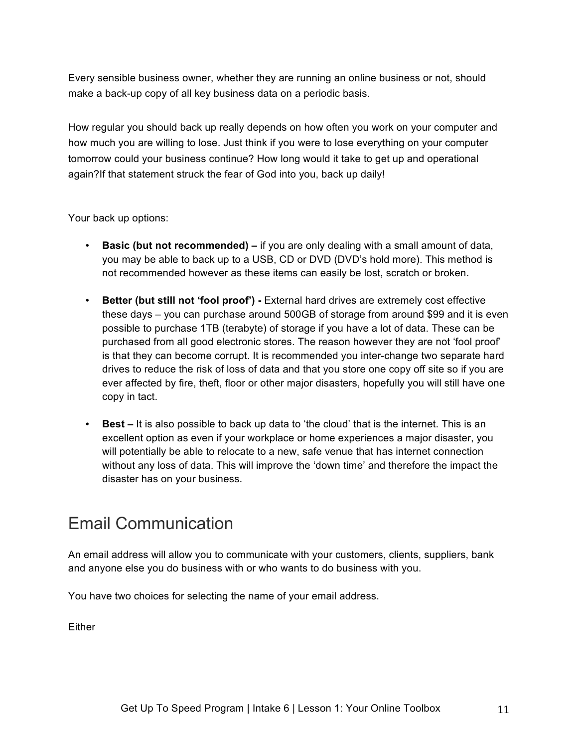Every sensible business owner, whether they are running an online business or not, should make a back-up copy of all key business data on a periodic basis.

How regular you should back up really depends on how often you work on your computer and how much you are willing to lose. Just think if you were to lose everything on your computer tomorrow could your business continue? How long would it take to get up and operational again?If that statement struck the fear of God into you, back up daily!

Your back up options:

- **Basic (but not recommended) –** if you are only dealing with a small amount of data, you may be able to back up to a USB, CD or DVD (DVD's hold more). This method is not recommended however as these items can easily be lost, scratch or broken.

- **Better (but still not 'fool proof') -** External hard drives are extremely cost effective these days – you can purchase around 500GB of storage from around $99 and it is even possible to purchase 1TB (terabyte) of storage if you have a lot of data. These can be purchased from all good electronic stores. The reason however they are not 'fool proof' is that they can become corrupt. It is recommended you inter-change two separate hard drives to reduce the risk of loss of data and that you store one copy off site so if you are ever affected by fire, theft, floor or other major disasters, hopefully you will still have one copy in tact.

- **Best –** It is also possible to back up data to 'the cloud' that is the internet. This is an excellent option as even if your workplace or home experiences a major disaster, you will potentially be able to relocate to a new, safe venue that has internet connection without any loss of data. This will improve the 'down time' and therefore the impact the disaster has on your business.

# Email Communication

An email address will allow you to communicate with your customers, clients, suppliers, bank and anyone else you do business with or who wants to do business with you.

You have two choices for selecting the name of your email address.

Either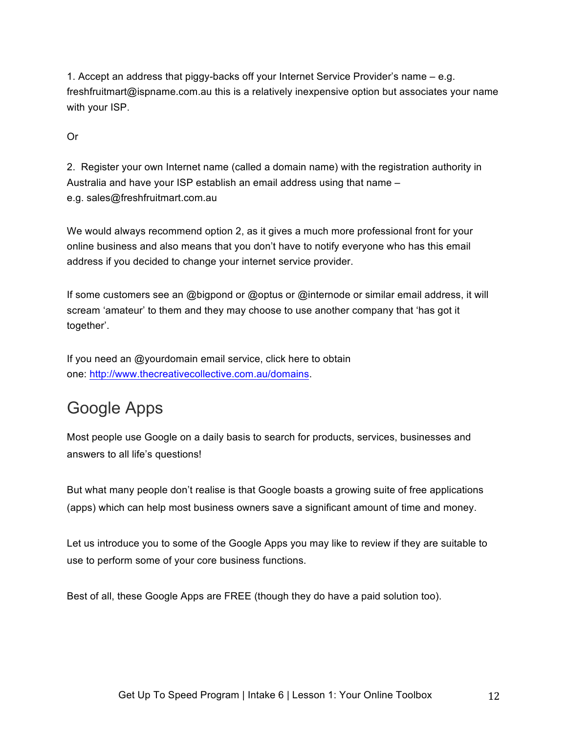1. Accept an address that piggy-backs off your Internet Service Provider's name – e.g. freshfruitmart@ispname.com.au this is a relatively inexpensive option but associates your name with your ISP.

Or

2. Register your own Internet name (called a domain name) with the registration authority in Australia and have your ISP establish an email address using that name – e.g. sales@freshfruitmart.com.au

We would always recommend option 2, as it gives a much more professional front for your online business and also means that you don't have to notify everyone who has this email address if you decided to change your internet service provider.

If some customers see an @bigpond or @optus or @internode or similar email address, it will scream 'amateur' to them and they may choose to use another company that 'has got it together'.

If you need an @yourdomain email service, click here to obtain one: [http://www.thecreativecollective.com.au/domains](http://www.thecreativecollective.com.au/domains).

## Google Apps

Most people use Google on a daily basis to search for products, services, businesses and answers to all life's questions!

But what many people don't realise is that Google boasts a growing suite of free applications (apps) which can help most business owners save a significant amount of time and money.

Let us introduce you to some of the Google Apps you may like to review if they are suitable to use to perform some of your core business functions.

Best of all, these Google Apps are FREE (though they do have a paid solution too).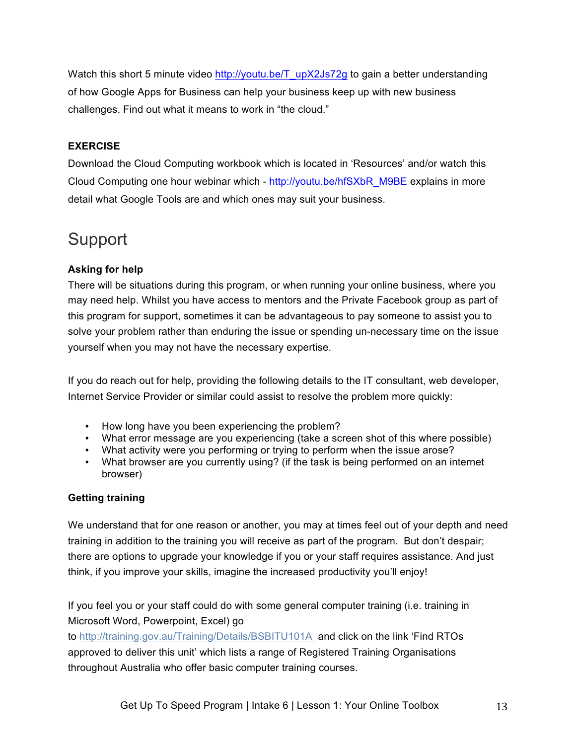Watch this short 5 minute video http://youtu.be/T_upX2Js72g to gain a better understanding of how Google Apps for Business can help your business keep up with new business challenges. Find out what it means to work in "the cloud."

**EXERCISE**

Download the Cloud Computing workbook which is located in 'Resources' and/or watch this Cloud Computing one hour webinar which - http://youtu.be/hfSXbR_M9BE explains in more detail what Google Tools are and which ones may suit your business.

# Support

**Asking for help**

There will be situations during this program, or when running your online business, where you may need help. Whilst you have access to mentors and the Private Facebook group as part of this program for support, sometimes it can be advantageous to pay someone to assist you to solve your problem rather than enduring the issue or spending un-necessary time on the issue yourself when you may not have the necessary expertise.

If you do reach out for help, providing the following details to the IT consultant, web developer, Internet Service Provider or similar could assist to resolve the problem more quickly:

- How long have you been experiencing the problem?
- What error message are you experiencing (take a screen shot of this where possible)
- What activity were you performing or trying to perform when the issue arose?
- What browser are you currently using? (if the task is being performed on an internet browser)

**Getting training**

We understand that for one reason or another, you may at times feel out of your depth and need training in addition to the training you will receive as part of the program. But don't despair; there are options to upgrade your knowledge if you or your staff requires assistance. And just think, if you improve your skills, imagine the increased productivity you'll enjoy!

If you feel you or your staff could do with some general computer training (i.e. training in Microsoft Word, Powerpoint, Excel) go to http://training.gov.au/Training/Details/BSBITU101A and click on the link 'Find RTOs approved to deliver this unit' which lists a range of Registered Training Organisations throughout Australia who offer basic computer training courses.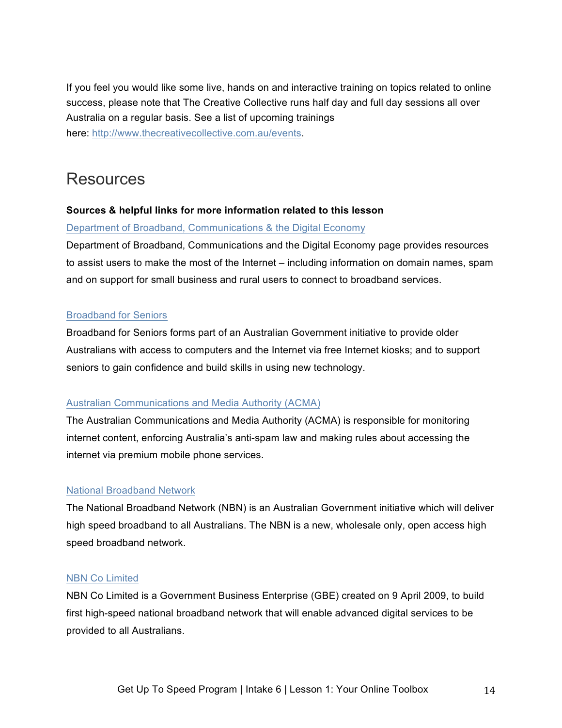If you feel you would like some live, hands on and interactive training on topics related to online success, please note that The Creative Collective runs half day and full day sessions all over Australia on a regular basis. See a list of upcoming trainings here: http://www.thecreativecollective.com.au/events.

## Resources

**Sources & helpful links for more information related to this lesson**

Department of Broadband, Communications & the Digital Economy

Department of Broadband, Communications and the Digital Economy page provides resources to assist users to make the most of the Internet – including information on domain names, spam and on support for small business and rural users to connect to broadband services.

Broadband for Seniors

Broadband for Seniors forms part of an Australian Government initiative to provide older Australians with access to computers and the Internet via free Internet kiosks; and to support seniors to gain confidence and build skills in using new technology.

Australian Communications and Media Authority (ACMA)

The Australian Communications and Media Authority (ACMA) is responsible for monitoring internet content, enforcing Australia's anti-spam law and making rules about accessing the internet via premium mobile phone services.

National Broadband Network

The National Broadband Network (NBN) is an Australian Government initiative which will deliver high speed broadband to all Australians. The NBN is a new, wholesale only, open access high speed broadband network.

NBN Co Limited

NBN Co Limited is a Government Business Enterprise (GBE) created on 9 April 2009, to build first high-speed national broadband network that will enable advanced digital services to be provided to all Australians.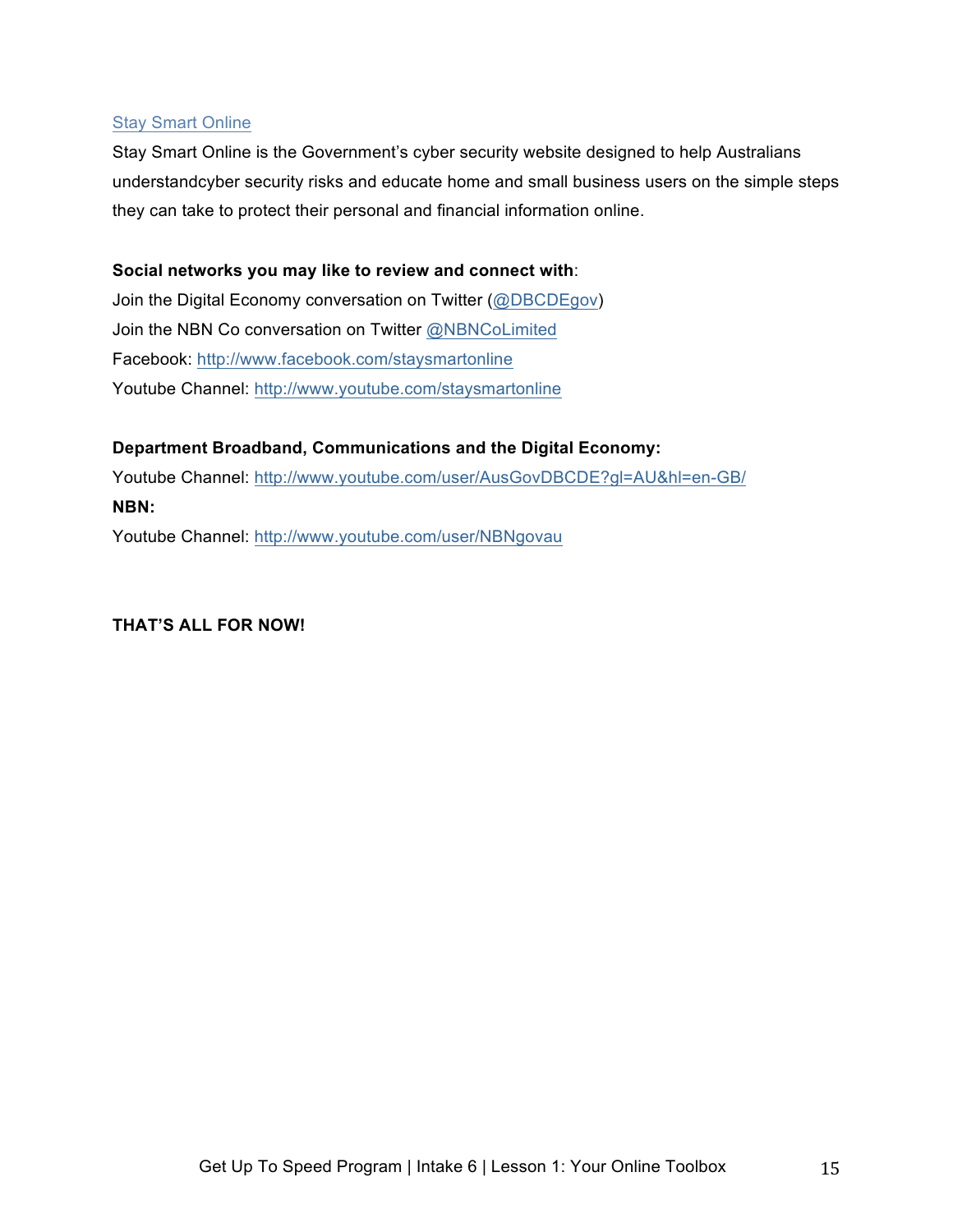[Stay Smart Online]

Stay Smart Online is the Government's cyber security website designed to help Australians understandcyber security risks and educate home and small business users on the simple steps they can take to protect their personal and financial information online.

**Social networks you may like to review and connect with**:

Join the Digital Economy conversation on Twitter (@DBCDEgov)

Join the NBN Co conversation on Twitter @NBNCoLimited

Facebook: http://www.facebook.com/staysmartonline

Youtube Channel: http://www.youtube.com/staysmartonline

**Department Broadband, Communications and the Digital Economy:**

Youtube Channel: http://www.youtube.com/user/AusGovDBCDE?gl=AU&hl=en-GB/

**NBN:**

Youtube Channel: http://www.youtube.com/user/NBNgovau

**THAT'S ALL FOR NOW!**